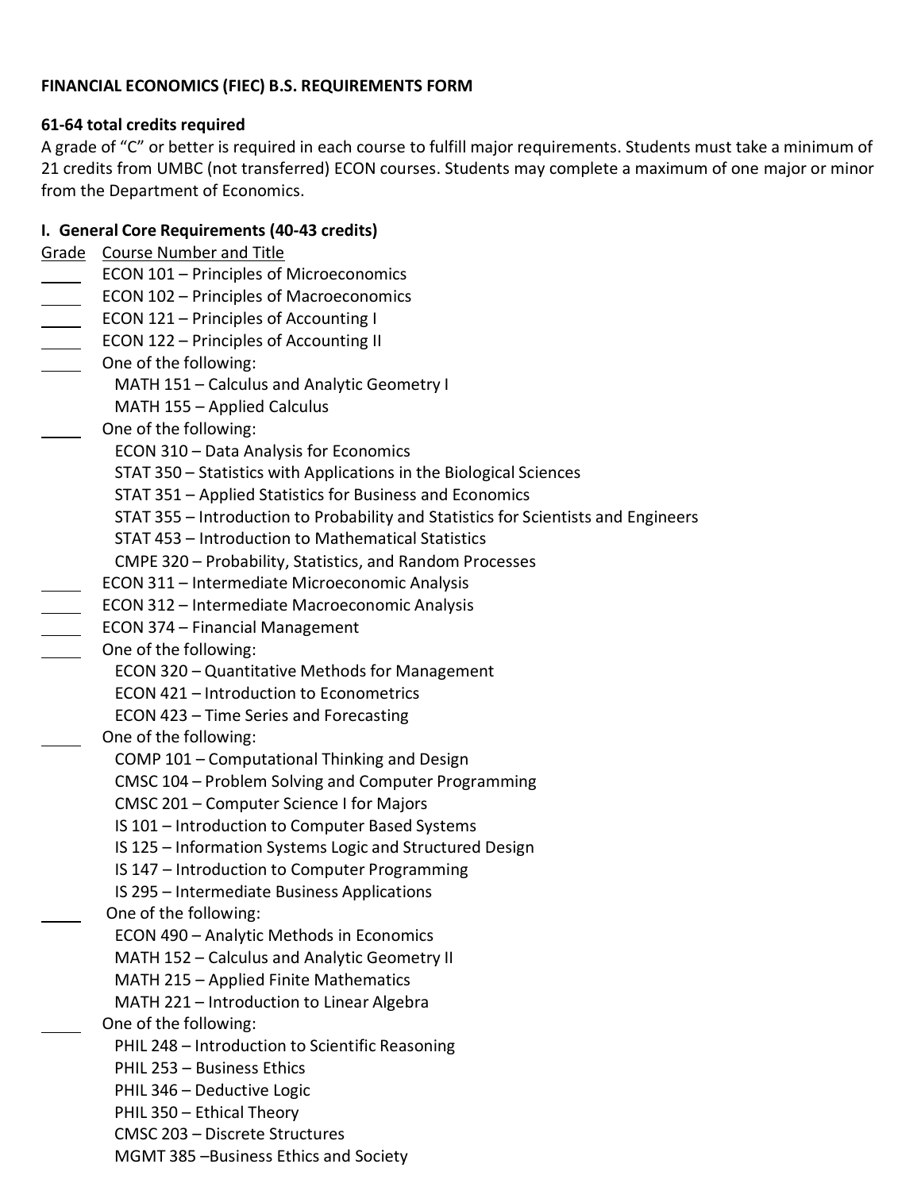**FINANCIAL ECONOMICS (FIEC) B.S. REQUIREMENTS FORM**

**61-64 total credits required**

A grade of "C" or better is required in each course to fulfill major requirements. Students must take a minimum of 21 credits from UMBC (not transferred) ECON courses. Students may complete a maximum of one major or minor from the Department of Economics.

**I. General Core Requirements (40-43 credits)**

| Grade | Course Number and Title |
|---|---|
| _____ | ECON 101 – Principles of Microeconomics |
| _____ | ECON 102 – Principles of Macroeconomics |
| _____ | ECON 121 – Principles of Accounting I |
| _____ | ECON 122 – Principles of Accounting II |
| _____ | One of the following:<br>MATH 151 – Calculus and Analytic Geometry I<br>MATH 155 – Applied Calculus |
| _____ | One of the following:<br>ECON 310 – Data Analysis for Economics<br>STAT 350 – Statistics with Applications in the Biological Sciences<br>STAT 351 – Applied Statistics for Business and Economics<br>STAT 355 – Introduction to Probability and Statistics for Scientists and Engineers<br>STAT 453 – Introduction to Mathematical Statistics<br>CMPE 320 – Probability, Statistics, and Random Processes |
| _____ | ECON 311 – Intermediate Microeconomic Analysis |
| _____ | ECON 312 – Intermediate Macroeconomic Analysis |
| _____ | ECON 374 – Financial Management |
| _____ | One of the following:<br>ECON 320 – Quantitative Methods for Management<br>ECON 421 – Introduction to Econometrics<br>ECON 423 – Time Series and Forecasting |
| _____ | One of the following:<br>COMP 101 – Computational Thinking and Design<br>CMSC 104 – Problem Solving and Computer Programming<br>CMSC 201 – Computer Science I for Majors<br>IS 101 – Introduction to Computer Based Systems<br>IS 125 – Information Systems Logic and Structured Design<br>IS 147 – Introduction to Computer Programming<br>IS 295 – Intermediate Business Applications |
| _____ | One of the following:<br>ECON 490 – Analytic Methods in Economics<br>MATH 152 – Calculus and Analytic Geometry II<br>MATH 215 – Applied Finite Mathematics<br>MATH 221 – Introduction to Linear Algebra |
| _____ | One of the following:<br>PHIL 248 – Introduction to Scientific Reasoning<br>PHIL 253 – Business Ethics<br>PHIL 346 – Deductive Logic<br>PHIL 350 – Ethical Theory<br>CMSC 203 – Discrete Structures<br>MGMT 385 –Business Ethics and Society |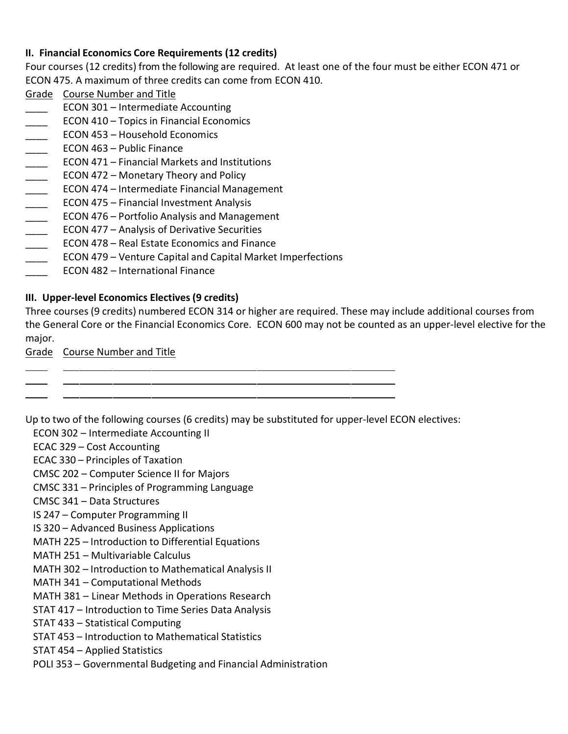**II. Financial Economics Core Requirements (12 credits)**

Four courses (12 credits) from the following are required. At least one of the four must be either ECON 471 or ECON 475. A maximum of three credits can come from ECON 410.

| Grade | Course Number and Title |
|---|---|
| ____ | ECON 301 – Intermediate Accounting |
| ____ | ECON 410 – Topics in Financial Economics |
| ____ | ECON 453 – Household Economics |
| ____ | ECON 463 – Public Finance |
| ____ | ECON 471 – Financial Markets and Institutions |
| ____ | ECON 472 – Monetary Theory and Policy |
| ____ | ECON 474 – Intermediate Financial Management |
| ____ | ECON 475 – Financial Investment Analysis |
| ____ | ECON 476 – Portfolio Analysis and Management |
| ____ | ECON 477 – Analysis of Derivative Securities |
| ____ | ECON 478 – Real Estate Economics and Finance |
| ____ | ECON 479 – Venture Capital and Capital Market Imperfections |
| ____ | ECON 482 – International Finance |

**III. Upper-level Economics Electives (9 credits)**

Three courses (9 credits) numbered ECON 314 or higher are required. These may include additional courses from the General Core or the Financial Economics Core. ECON 600 may not be counted as an upper-level elective for the major.

| Grade | Course Number and Title |
|---|---|
| ____ | ________________________________________ |
| ____ | ________________________________________ |
| ____ | ________________________________________ |

Up to two of the following courses (6 credits) may be substituted for upper-level ECON electives:

- ECON 302 – Intermediate Accounting II
- ECAC 329 – Cost Accounting
- ECAC 330 – Principles of Taxation
- CMSC 202 – Computer Science II for Majors
- CMSC 331 – Principles of Programming Language
- CMSC 341 – Data Structures
- IS 247 – Computer Programming II
- IS 320 – Advanced Business Applications
- MATH 225 – Introduction to Differential Equations
- MATH 251 – Multivariable Calculus
- MATH 302 – Introduction to Mathematical Analysis II
- MATH 341 – Computational Methods
- MATH 381 – Linear Methods in Operations Research
- STAT 417 – Introduction to Time Series Data Analysis
- STAT 433 – Statistical Computing
- STAT 453 – Introduction to Mathematical Statistics
- STAT 454 – Applied Statistics
- POLI 353 – Governmental Budgeting and Financial Administration